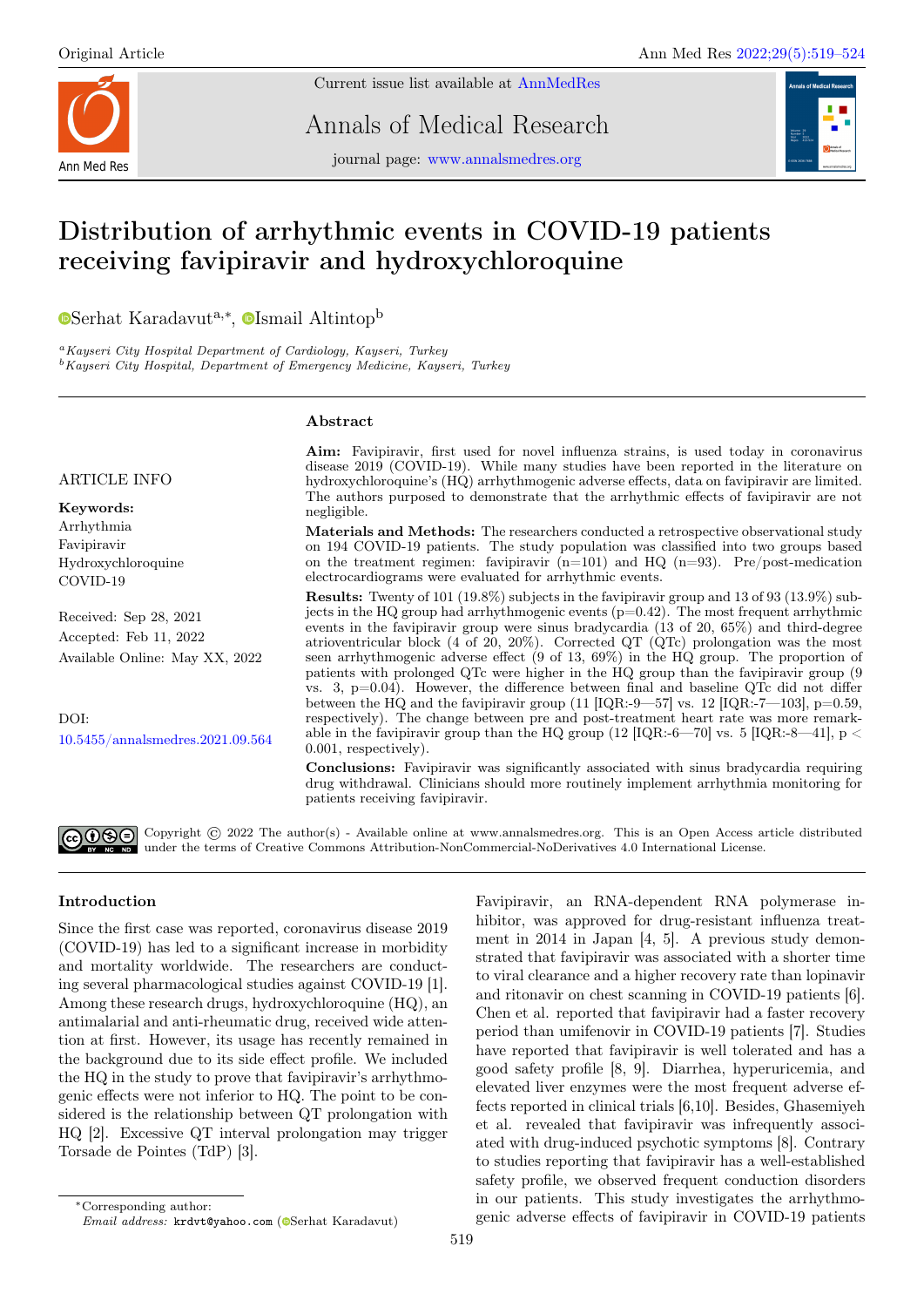Original Article

Current issue list available at AnnMedRes

Annals of Medical Research

journal page: www.annalsmedres.org

# Distribution of arrhythmic events in COVID-19 patients receiving favipiravir and hydroxychloroquine

Serhat Karadavut[a,*], Ismail Altintop[b]

[a] *Kayseri City Hospital Department of Cardiology, Kayseri, Turkey*
[b] *Kayseri City Hospital, Department of Emergency Medicine, Kayseri, Turkey*

ARTICLE INFO

**Keywords:**
Arrhythmia
Favipiravir
Hydroxychloroquine
COVID-19

Received: Sep 28, 2021
Accepted: Feb 11, 2022
Available Online: May XX, 2022

DOI:
10.5455/annalsmedres.2021.09.564

## Abstract

**Aim:** Favipiravir, first used for novel influenza strains, is used today in coronavirus disease 2019 (COVID-19). While many studies have been reported in the literature on hydroxychloroquine's (HQ) arrhythmogenic adverse effects, data on favipiravir are limited. The authors purposed to demonstrate that the arrhythmic effects of favipiravir are not negligible.

**Materials and Methods:** The researchers conducted a retrospective observational study on 194 COVID-19 patients. The study population was classified into two groups based on the treatment regimen: favipiravir (n=101) and HQ (n=93). Pre/post-medication electrocardiograms were evaluated for arrhythmic events.

**Results:** Twenty of 101 (19.8%) subjects in the favipiravir group and 13 of 93 (13.9%) subjects in the HQ group had arrhythmogenic events (p=0.42). The most frequent arrhythmic events in the favipiravir group were sinus bradycardia (13 of 20, 65%) and third-degree atrioventricular block (4 of 20, 20%). Corrected QT (QTc) prolongation was the most seen arrhythmogenic adverse effect (9 of 13, 69%) in the HQ group. The proportion of patients with prolonged QTc were higher in the HQ group than the favipiravir group (9 vs. 3, p=0.04). However, the difference between final and baseline QTc did not differ between the HQ and the favipiravir group (11 [IQR:-9—57] vs. 12 [IQR:-7—103], p=0.59, respectively). The change between pre and post-treatment heart rate was more remarkable in the favipiravir group than the HQ group (12 [IQR:-6—70] vs. 5 [IQR:-8—41], $p < 0.001$, respectively).

**Conclusions:** Favipiravir was significantly associated with sinus bradycardia requiring drug withdrawal. Clinicians should more routinely implement arrhythmia monitoring for patients receiving favipiravir.

Copyright © 2022 The author(s) - Available online at www.annalsmedres.org. This is an Open Access article distributed under the terms of Creative Commons Attribution-NonCommercial-NoDerivatives 4.0 International License.

## Introduction

Since the first case was reported, coronavirus disease 2019 (COVID-19) has led to a significant increase in morbidity and mortality worldwide. The researchers are conducting several pharmacological studies against COVID-19 [1]. Among these research drugs, hydroxychloroquine (HQ), an antimalarial and anti-rheumatic drug, received wide attention at first. However, its usage has recently remained in the background due to its side effect profile. We included the HQ in the study to prove that favipiravir's arrhythmogenic effects were not inferior to HQ. The point to be considered is the relationship between QT prolongation with HQ [2]. Excessive QT interval prolongation may trigger Torsade de Pointes (TdP) [3].

Favipiravir, an RNA-dependent RNA polymerase inhibitor, was approved for drug-resistant influenza treatment in 2014 in Japan [4, 5]. A previous study demonstrated that favipiravir was associated with a shorter time to viral clearance and a higher recovery rate than lopinavir and ritonavir on chest scanning in COVID-19 patients [6]. Chen et al. reported that favipiravir had a faster recovery period than umifenovir in COVID-19 patients [7]. Studies have reported that favipiravir is well tolerated and has a good safety profile [8, 9]. Diarrhea, hyperuricemia, and elevated liver enzymes were the most frequent adverse effects reported in clinical trials [6,10]. Besides, Ghasemiyeh et al. revealed that favipiravir was infrequently associated with drug-induced psychotic symptoms [8]. Contrary to studies reporting that favipiravir has a well-established safety profile, we observed frequent conduction disorders in our patients. This study investigates the arrhythmogenic adverse effects of favipiravir in COVID-19 patients

*Corresponding author:
*Email address:* krdvt@yahoo.com (Serhat Karadavut)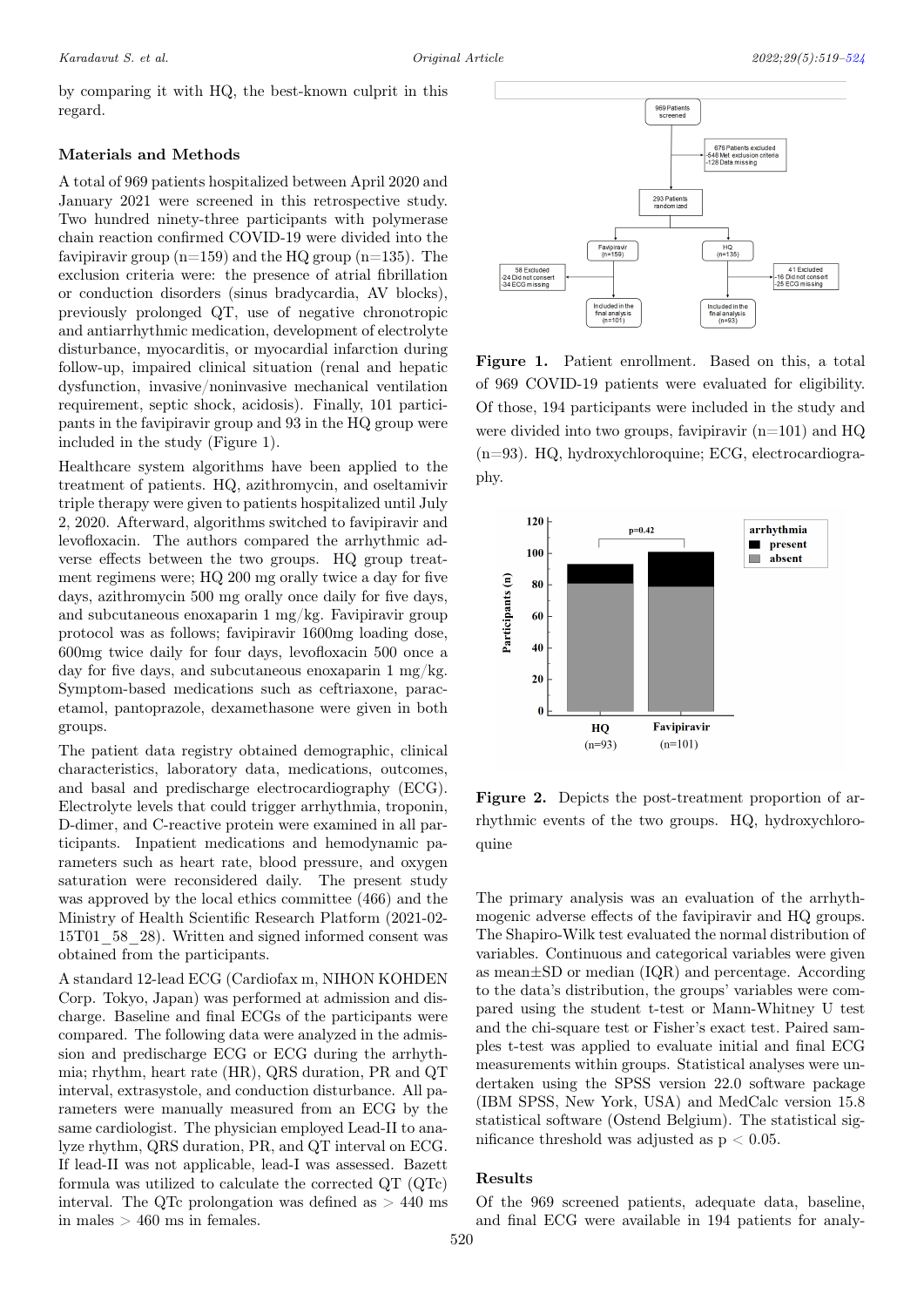by comparing it with HQ, the best-known culprit in this regard.

## Materials and Methods

A total of 969 patients hospitalized between April 2020 and January 2021 were screened in this retrospective study. Two hundred ninety-three participants with polymerase chain reaction confirmed COVID-19 were divided into the favipiravir group (n=159) and the HQ group (n=135). The exclusion criteria were: the presence of atrial fibrillation or conduction disorders (sinus bradycardia, AV blocks), previously prolonged QT, use of negative chronotropic and antiarrhythmic medication, development of electrolyte disturbance, myocarditis, or myocardial infarction during follow-up, impaired clinical situation (renal and hepatic dysfunction, invasive/noninvasive mechanical ventilation requirement, septic shock, acidosis). Finally, 101 participants in the favipiravir group and 93 in the HQ group were included in the study (Figure 1).

Healthcare system algorithms have been applied to the treatment of patients. HQ, azithromycin, and oseltamivir triple therapy were given to patients hospitalized until July 2, 2020. Afterward, algorithms switched to favipiravir and levofloxacin. The authors compared the arrhythmic adverse effects between the two groups. HQ group treatment regimens were; HQ 200 mg orally twice a day for five days, azithromycin 500 mg orally once daily for five days, and subcutaneous enoxaparin 1 mg/kg. Favipiravir group protocol was as follows; favipiravir 1600mg loading dose, 600mg twice daily for four days, levofloxacin 500 once a day for five days, and subcutaneous enoxaparin 1 mg/kg. Symptom-based medications such as ceftriaxone, paracetamol, pantoprazole, dexamethasone were given in both groups.

The patient data registry obtained demographic, clinical characteristics, laboratory data, medications, outcomes, and basal and predischarge electrocardiography (ECG). Electrolyte levels that could trigger arrhythmia, troponin, D-dimer, and C-reactive protein were examined in all participants. Inpatient medications and hemodynamic parameters such as heart rate, blood pressure, and oxygen saturation were reconsidered daily. The present study was approved by the local ethics committee (466) and the Ministry of Health Scientific Research Platform (2021-02-15T01_58_28). Written and signed informed consent was obtained from the participants.

A standard 12-lead ECG (Cardiofax m, NIHON KOHDEN Corp. Tokyo, Japan) was performed at admission and discharge. Baseline and final ECGs of the participants were compared. The following data were analyzed in the admission and predischarge ECG or ECG during the arrhythmia; rhythm, heart rate (HR), QRS duration, PR and QT interval, extrasystole, and conduction disturbance. All parameters were manually measured from an ECG by the same cardiologist. The physician employed Lead-II to analyze rhythm, QRS duration, PR, and QT interval on ECG. If lead-II was not applicable, lead-I was assessed. Bazett formula was utilized to calculate the corrected QT (QTc) interval. The QTc prolongation was defined as > 440 ms in males > 460 ms in females.

**Figure 1.** Patient enrollment. Based on this, a total of 969 COVID-19 patients were evaluated for eligibility. Of those, 194 participants were included in the study and were divided into two groups, favipiravir (n=101) and HQ (n=93). HQ, hydroxychloroquine; ECG, electrocardiography.

**Figure 2.** Depicts the post-treatment proportion of arrhythmic events of the two groups. HQ, hydroxychloroquine

The primary analysis was an evaluation of the arrhythmogenic adverse effects of the favipiravir and HQ groups. The Shapiro-Wilk test evaluated the normal distribution of variables. Continuous and categorical variables were given as mean±SD or median (IQR) and percentage. According to the data's distribution, the groups' variables were compared using the student t-test or Mann-Whitney U test and the chi-square test or Fisher's exact test. Paired samples t-test was applied to evaluate initial and final ECG measurements within groups. Statistical analyses were undertaken using the SPSS version 22.0 software package (IBM SPSS, New York, USA) and MedCalc version 15.8 statistical software (Ostend Belgium). The statistical significance threshold was adjusted as $p < 0.05$.

## Results

Of the 969 screened patients, adequate data, baseline, and final ECG were available in 194 patients for analy-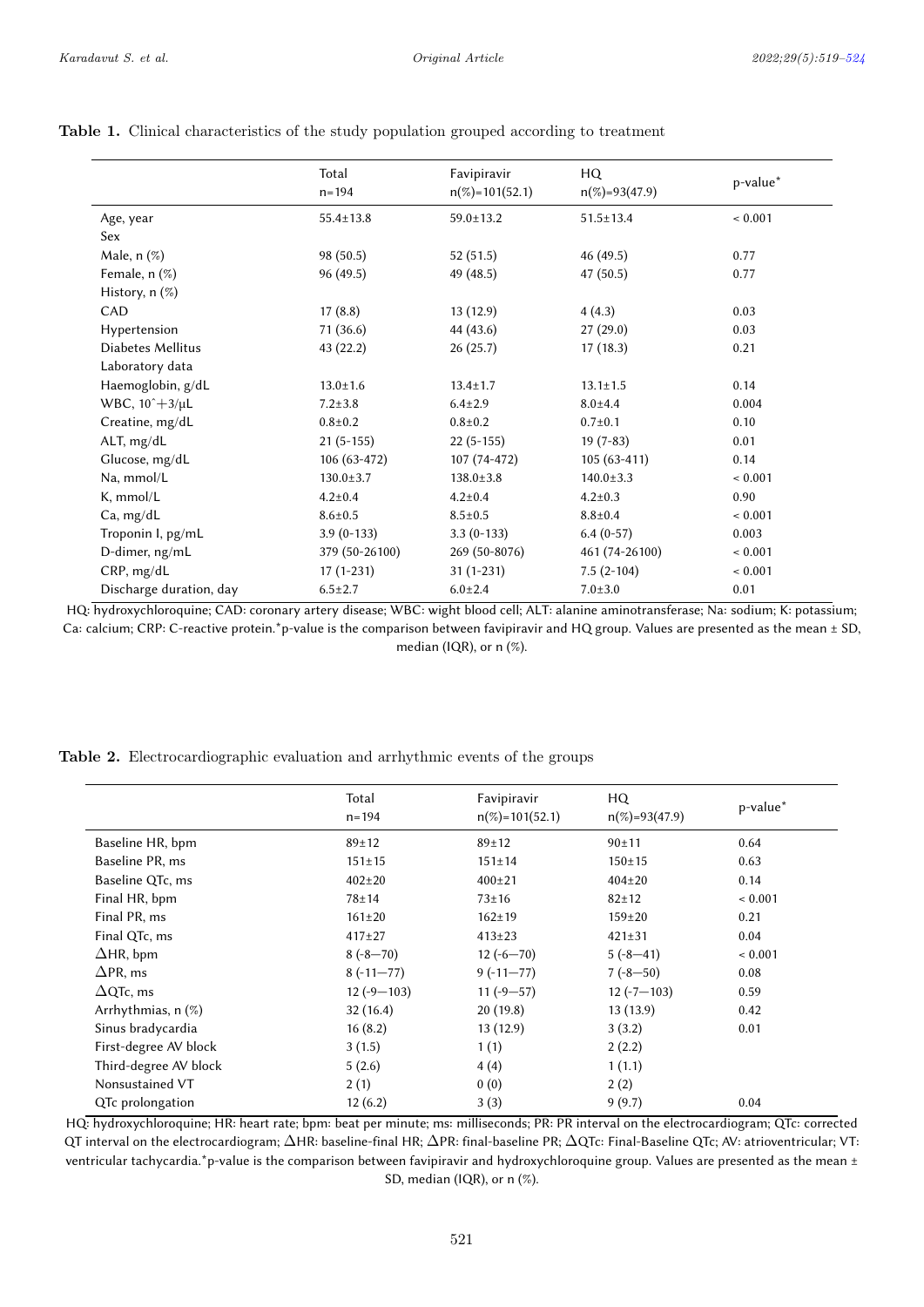**Table 1.** Clinical characteristics of the study population grouped according to treatment

| | Total n=194 | Favipiravir n(%)=101(52.1) | HQ n(%)=93(47.9) | p-value* |
|---|---|---|---|---|
| Age, year | 55.4±13.8 | 59.0±13.2 | 51.5±13.4 | < 0.001 |
| Sex | | | | |
| Male, n (%) | 98 (50.5) | 52 (51.5) | 46 (49.5) | 0.77 |
| Female, n (%) | 96 (49.5) | 49 (48.5) | 47 (50.5) | 0.77 |
| History, n (%) | | | | |
| CAD | 17 (8.8) | 13 (12.9) | 4 (4.3) | 0.03 |
| Hypertension | 71 (36.6) | 44 (43.6) | 27 (29.0) | 0.03 |
| Diabetes Mellitus | 43 (22.2) | 26 (25.7) | 17 (18.3) | 0.21 |
| Laboratory data | | | | |
| Haemoglobin, g/dL | 13.0±1.6 | 13.4±1.7 | 13.1±1.5 | 0.14 |
| WBC, 10ˆ+3/µL | 7.2±3.8 | 6.4±2.9 | 8.0±4.4 | 0.004 |
| Creatine, mg/dL | 0.8±0.2 | 0.8±0.2 | 0.7±0.1 | 0.10 |
| ALT, mg/dL | 21 (5-155) | 22 (5-155) | 19 (7-83) | 0.01 |
| Glucose, mg/dL | 106 (63-472) | 107 (74-472) | 105 (63-411) | 0.14 |
| Na, mmol/L | 130.0±3.7 | 138.0±3.8 | 140.0±3.3 | < 0.001 |
| K, mmol/L | 4.2±0.4 | 4.2±0.4 | 4.2±0.3 | 0.90 |
| Ca, mg/dL | 8.6±0.5 | 8.5±0.5 | 8.8±0.4 | < 0.001 |
| Troponin I, pg/mL | 3.9 (0-133) | 3.3 (0-133) | 6.4 (0-57) | 0.003 |
| D-dimer, ng/mL | 379 (50-26100) | 269 (50-8076) | 461 (74-26100) | < 0.001 |
| CRP, mg/dL | 17 (1-231) | 31 (1-231) | 7.5 (2-104) | < 0.001 |
| Discharge duration, day | 6.5±2.7 | 6.0±2.4 | 7.0±3.0 | 0.01 |

HQ: hydroxychloroquine; CAD: coronary artery disease; WBC: wight blood cell; ALT: alanine aminotransferase; Na: sodium; K: potassium; Ca: calcium; CRP: C-reactive protein.*p-value is the comparison between favipiravir and HQ group. Values are presented as the mean ± SD, median (IQR), or n (%).

**Table 2.** Electrocardiographic evaluation and arrhythmic events of the groups

| | Total n=194 | Favipiravir n(%)=101(52.1) | HQ n(%)=93(47.9) | p-value* |
|---|---|---|---|---|
| Baseline HR, bpm | 89±12 | 89±12 | 90±11 | 0.64 |
| Baseline PR, ms | 151±15 | 151±14 | 150±15 | 0.63 |
| Baseline QTc, ms | 402±20 | 400±21 | 404±20 | 0.14 |
| Final HR, bpm | 78±14 | 73±16 | 82±12 | < 0.001 |
| Final PR, ms | 161±20 | 162±19 | 159±20 | 0.21 |
| Final QTc, ms | 417±27 | 413±23 | 421±31 | 0.04 |
| ΔHR, bpm | 8 (-8—70) | 12 (-6—70) | 5 (-8—41) | < 0.001 |
| ΔPR, ms | 8 (-11—77) | 9 (-11—77) | 7 (-8—50) | 0.08 |
| ΔQTc, ms | 12 (-9—103) | 11 (-9—57) | 12 (-7—103) | 0.59 |
| Arrhythmias, n (%) | 32 (16.4) | 20 (19.8) | 13 (13.9) | 0.42 |
| Sinus bradycardia | 16 (8.2) | 13 (12.9) | 3 (3.2) | 0.01 |
| First-degree AV block | 3 (1.5) | 1 (1) | 2 (2.2) | |
| Third-degree AV block | 5 (2.6) | 4 (4) | 1 (1.1) | |
| Nonsustained VT | 2 (1) | 0 (0) | 2 (2) | |
| QTc prolongation | 12 (6.2) | 3 (3) | 9 (9.7) | 0.04 |

HQ: hydroxychloroquine; HR: heart rate; bpm: beat per minute; ms: milliseconds; PR: PR interval on the electrocardiogram; QTc: corrected QT interval on the electrocardiogram; ΔHR: baseline-final HR; ΔPR: final-baseline PR; ΔQTc: Final-Baseline QTc; AV: atrioventricular; VT: ventricular tachycardia.*p-value is the comparison between favipiravir and hydroxychloroquine group. Values are presented as the mean ± SD, median (IQR), or n (%).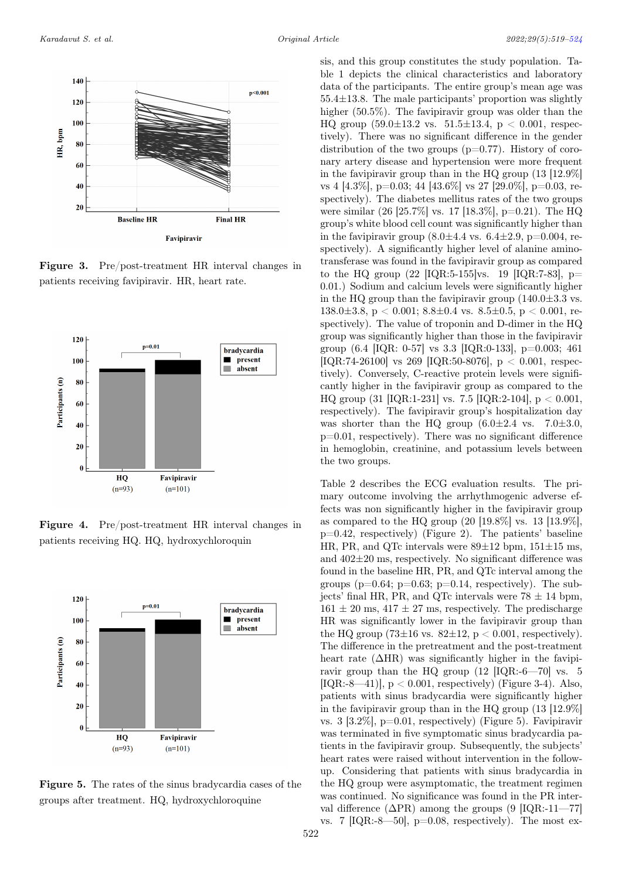Figure 3. Pre/post-treatment HR interval changes in patients receiving favipiravir. HR, heart rate.

Figure 4. Pre/post-treatment HR interval changes in patients receiving HQ. HQ, hydroxychloroquin

Figure 5. The rates of the sinus bradycardia cases of the groups after treatment. HQ, hydroxychloroquine

sis, and this group constitutes the study population. Table 1 depicts the clinical characteristics and laboratory data of the participants. The entire group's mean age was 55.4±13.8. The male participants' proportion was slightly higher (50.5%). The favipiravir group was older than the HQ group (59.0±13.2 vs. 51.5±13.4, $p < 0.001$, respectively). There was no significant difference in the gender distribution of the two groups (p=0.77). History of coronary artery disease and hypertension were more frequent in the favipiravir group than in the HQ group (13 [12.9%] vs 4 [4.3%], p=0.03; 44 [43.6%] vs 27 [29.0%], p=0.03, respectively). The diabetes mellitus rates of the two groups were similar (26 [25.7%] vs. 17 [18.3%], p=0.21). The HQ group's white blood cell count was significantly higher than in the favipiravir group (8.0±4.4 vs. 6.4±2.9, p=0.004, respectively). A significantly higher level of alanine aminotransferase was found in the favipiravir group as compared to the HQ group (22 [IQR:5-155]vs. 19 [IQR:7-83], p= 0.01.) Sodium and calcium levels were significantly higher in the HQ group than the favipiravir group (140.0±3.3 vs. 138.0±3.8, $p < 0.001$; 8.8±0.4 vs. 8.5±0.5, $p < 0.001$, respectively). The value of troponin and D-dimer in the HQ group was significantly higher than those in the favipiravir group (6.4 [IQR: 0-57] vs 3.3 [IQR:0-133], p=0.003; 461 [IQR:74-26100] vs 269 [IQR:50-8076], $p < 0.001$, respectively). Conversely, C-reactive protein levels were significantly higher in the favipiravir group as compared to the HQ group (31 [IQR:1-231] vs. 7.5 [IQR:2-104], $p < 0.001$, respectively). The favipiravir group's hospitalization day was shorter than the HQ group (6.0±2.4 vs. 7.0±3.0, p=0.01, respectively). There was no significant difference in hemoglobin, creatinine, and potassium levels between the two groups.

Table 2 describes the ECG evaluation results. The primary outcome involving the arrhythmogenic adverse effects was non significantly higher in the favipiravir group as compared to the HQ group (20 [19.8%] vs. 13 [13.9%], p=0.42, respectively) (Figure 2). The patients' baseline HR, PR, and QTc intervals were 89±12 bpm, 151±15 ms, and 402±20 ms, respectively. No significant difference was found in the baseline HR, PR, and QTc interval among the groups (p=0.64; p=0.63; p=0.14, respectively). The subjects' final HR, PR, and QTc intervals were 78 ± 14 bpm, 161 ± 20 ms, 417 ± 27 ms, respectively. The predischarge HR was significantly lower in the favipiravir group than the HQ group (73±16 vs. 82±12, $p < 0.001$, respectively). The difference in the pretreatment and the post-treatment heart rate ($\Delta$HR) was significantly higher in the favipiravir group than the HQ group (12 [IQR:-6—70] vs. 5 [IQR:-8—41)], $p < 0.001$, respectively) (Figure 3-4). Also, patients with sinus bradycardia were significantly higher in the favipiravir group than in the HQ group (13 [12.9%] vs. 3 [3.2%], p=0.01, respectively) (Figure 5). Favipiravir was terminated in five symptomatic sinus bradycardia patients in the favipiravir group. Subsequently, the subjects' heart rates were raised without intervention in the follow-up. Considering that patients with sinus bradycardia in the HQ group were asymptomatic, the treatment regimen was continued. No significance was found in the PR interval difference ($\Delta$PR) among the groups (9 [IQR:-11—77] vs. 7 [IQR:-8—50], p=0.08, respectively). The most ex-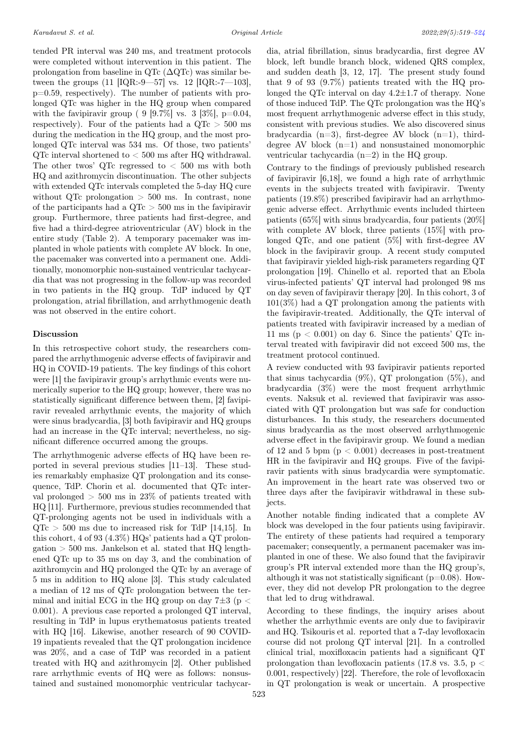tended PR interval was 240 ms, and treatment protocols were completed without intervention in this patient. The prolongation from baseline in QTc (ΔQTc) was similar between the groups (11 [IQR:-9—57] vs. 12 [IQR:-7—103], p=0.59, respectively). The number of patients with prolonged QTc was higher in the HQ group when compared with the favipiravir group ( 9 [9.7%] vs. 3 [3%], p=0.04, respectively). Four of the patients had a QTc > 500 ms during the medication in the HQ group, and the most prolonged QTc interval was 534 ms. Of those, two patients' QTc interval shortened to < 500 ms after HQ withdrawal. The other twos' QTc regressed to < 500 ms with both HQ and azithromycin discontinuation. The other subjects with extended QTc intervals completed the 5-day HQ cure without QTc prolongation > 500 ms. In contrast, none of the participants had a QTc > 500 ms in the favipiravir group. Furthermore, three patients had first-degree, and five had a third-degree atrioventricular (AV) block in the entire study (Table 2). A temporary pacemaker was implanted in whole patients with complete AV block. In one, the pacemaker was converted into a permanent one. Additionally, monomorphic non-sustained ventricular tachycardia that was not progressing in the follow-up was recorded in two patients in the HQ group. TdP induced by QT prolongation, atrial fibrillation, and arrhythmogenic death was not observed in the entire cohort.

## Discussion

In this retrospective cohort study, the researchers compared the arrhythmogenic adverse effects of favipiravir and HQ in COVID-19 patients. The key findings of this cohort were [1] the favipiravir group's arrhythmic events were numerically superior to the HQ group; however, there was no statistically significant difference between them, [2] favipiravir revealed arrhythmic events, the majority of which were sinus bradycardia, [3] both favipiravir and HQ groups had an increase in the QTc interval; nevertheless, no significant difference occurred among the groups.

The arrhythmogenic adverse effects of HQ have been reported in several previous studies [11–13]. These studies remarkably emphasize QT prolongation and its consequence, TdP. Chorin et al. documented that QTc interval prolonged > 500 ms in 23% of patients treated with HQ [11]. Furthermore, previous studies recommended that QT-prolonging agents not be used in individuals with a QTc > 500 ms due to increased risk for TdP [14,15]. In this cohort, 4 of 93 (4.3%) HQs' patients had a QT prolongation > 500 ms. Jankelson et al. stated that HQ lengthened QTc up to 35 ms on day 3, and the combination of azithromycin and HQ prolonged the QTc by an average of 5 ms in addition to HQ alone [3]. This study calculated a median of 12 ms of QTc prolongation between the terminal and initial ECG in the HQ group on day 7±3 ($p < 0.001$). A previous case reported a prolonged QT interval, resulting in TdP in lupus erythematosus patients treated with HQ [16]. Likewise, another research of 90 COVID-19 inpatients revealed that the QT prolongation incidence was 20%, and a case of TdP was recorded in a patient treated with HQ and azithromycin [2]. Other published rare arrhythmic events of HQ were as follows: nonsustained and sustained monomorphic ventricular tachycardia, atrial fibrillation, sinus bradycardia, first degree AV block, left bundle branch block, widened QRS complex, and sudden death [3, 12, 17]. The present study found that 9 of 93 (9.7%) patients treated with the HQ prolonged the QTc interval on day 4.2±1.7 of therapy. None of those induced TdP. The QTc prolongation was the HQ's most frequent arrhythmogenic adverse effect in this study, consistent with previous studies. We also discovered sinus bradycardia (n=3), first-degree AV block (n=1), third-degree AV block (n=1) and nonsustained monomorphic ventricular tachycardia (n=2) in the HQ group.

Contrary to the findings of previously published research of favipiravir [6,18], we found a high rate of arrhythmic events in the subjects treated with favipiravir. Twenty patients (19.8%) prescribed favipiravir had an arrhythmogenic adverse effect. Arrhythmic events included thirteen patients (65%) with sinus bradycardia, four patients (20%) with complete AV block, three patients (15%) with prolonged QTc, and one patient (5%) with first-degree AV block in the favipiravir group. A recent study computed that favipiravir yielded high-risk parameters regarding QT prolongation [19]. Chinello et al. reported that an Ebola virus-infected patients' QT interval had prolonged 98 ms on day seven of favipiravir therapy [20]. In this cohort, 3 of 101(3%) had a QT prolongation among the patients with the favipiravir-treated. Additionally, the QTc interval of patients treated with favipiravir increased by a median of 11 ms ($p < 0.001$) on day 6. Since the patients' QTc interval treated with favipiravir did not exceed 500 ms, the treatment protocol continued.

A review conducted with 93 favipiravir patients reported that sinus tachycardia (9%), QT prolongation (5%), and bradycardia (3%) were the most frequent arrhythmic events. Naksuk et al. reviewed that favipiravir was associated with QT prolongation but was safe for conduction disturbances. In this study, the researchers documented sinus bradycardia as the most observed arrhythmogenic adverse effect in the favipiravir group. We found a median of 12 and 5 bpm ($p < 0.001$) decreases in post-treatment HR in the favipiravir and HQ groups. Five of the favipiravir patients with sinus bradycardia were symptomatic. An improvement in the heart rate was observed two or three days after the favipiravir withdrawal in these subjects.

Another notable finding indicated that a complete AV block was developed in the four patients using favipiravir. The entirety of these patients had required a temporary pacemaker; consequently, a permanent pacemaker was implanted in one of these. We also found that the favipiravir group's PR interval extended more than the HQ group's, although it was not statistically significant (p=0.08). However, they did not develop PR prolongation to the degree that led to drug withdrawal.

According to these findings, the inquiry arises about whether the arrhythmic events are only due to favipiravir and HQ. Tsikouris et al. reported that a 7-day levofloxacin course did not prolong QT interval [21]. In a controlled clinical trial, moxifloxacin patients had a significant QT prolongation than levofloxacin patients (17.8 vs. 3.5, $p < 0.001$, respectively) [22]. Therefore, the role of levofloxacin in QT prolongation is weak or uncertain. A prospective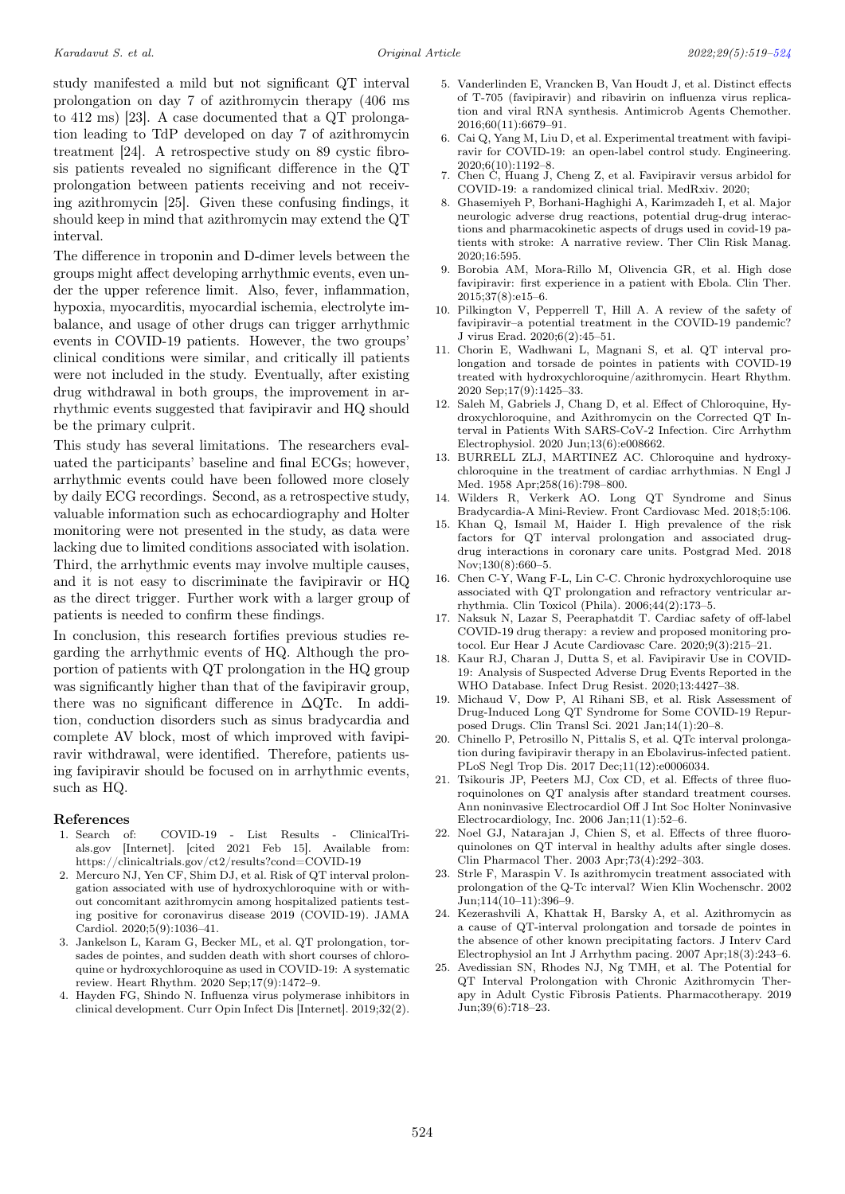study manifested a mild but not significant QT interval prolongation on day 7 of azithromycin therapy (406 ms to 412 ms) [23]. A case documented that a QT prolongation leading to TdP developed on day 7 of azithromycin treatment [24]. A retrospective study on 89 cystic fibrosis patients revealed no significant difference in the QT prolongation between patients receiving and not receiving azithromycin [25]. Given these confusing findings, it should keep in mind that azithromycin may extend the QT interval.

The difference in troponin and D-dimer levels between the groups might affect developing arrhythmic events, even under the upper reference limit. Also, fever, inflammation, hypoxia, myocarditis, myocardial ischemia, electrolyte imbalance, and usage of other drugs can trigger arrhythmic events in COVID-19 patients. However, the two groups' clinical conditions were similar, and critically ill patients were not included in the study. Eventually, after existing drug withdrawal in both groups, the improvement in arrhythmic events suggested that favipiravir and HQ should be the primary culprit.

This study has several limitations. The researchers evaluated the participants' baseline and final ECGs; however, arrhythmic events could have been followed more closely by daily ECG recordings. Second, as a retrospective study, valuable information such as echocardiography and Holter monitoring were not presented in the study, as data were lacking due to limited conditions associated with isolation. Third, the arrhythmic events may involve multiple causes, and it is not easy to discriminate the favipiravir or HQ as the direct trigger. Further work with a larger group of patients is needed to confirm these findings.

In conclusion, this research fortifies previous studies regarding the arrhythmic events of HQ. Although the proportion of patients with QT prolongation in the HQ group was significantly higher than that of the favipiravir group, there was no significant difference in $\Delta$QTc. In addition, conduction disorders such as sinus bradycardia and complete AV block, most of which improved with favipiravir withdrawal, were identified. Therefore, patients using favipiravir should be focused on in arrhythmic events, such as HQ.

## References

1. Search of: COVID-19 - List Results - ClinicalTrials.gov [Internet]. [cited 2021 Feb 15]. Available from: https://clinicaltrials.gov/ct2/results?cond=COVID-19
2. Mercuro NJ, Yen CF, Shim DJ, et al. Risk of QT interval prolongation associated with use of hydroxychloroquine with or without concomitant azithromycin among hospitalized patients testing positive for coronavirus disease 2019 (COVID-19). JAMA Cardiol. 2020;5(9):1036–41.
3. Jankelson L, Karam G, Becker ML, et al. QT prolongation, torsades de pointes, and sudden death with short courses of chloroquine or hydroxychloroquine as used in COVID-19: A systematic review. Heart Rhythm. 2020 Sep;17(9):1472–9.
4. Hayden FG, Shindo N. Influenza virus polymerase inhibitors in clinical development. Curr Opin Infect Dis [Internet]. 2019;32(2).
5. Vanderlinden E, Vrancken B, Van Houdt J, et al. Distinct effects of T-705 (favipiravir) and ribavirin on influenza virus replication and viral RNA synthesis. Antimicrob Agents Chemother. 2016;60(11):6679–91.
6. Cai Q, Yang M, Liu D, et al. Experimental treatment with favipiravir for COVID-19: an open-label control study. Engineering. 2020;6(10):1192–8.
7. Chen C, Huang J, Cheng Z, et al. Favipiravir versus arbidol for COVID-19: a randomized clinical trial. MedRxiv. 2020;
8. Ghasemiyeh P, Borhani-Haghighi A, Karimzadeh I, et al. Major neurologic adverse drug reactions, potential drug-drug interactions and pharmacokinetic aspects of drugs used in covid-19 patients with stroke: A narrative review. Ther Clin Risk Manag. 2020;16:595.
9. Borobia AM, Mora-Rillo M, Olivencia GR, et al. High dose favipiravir: first experience in a patient with Ebola. Clin Ther. 2015;37(8):e15–6.
10. Pilkington V, Pepperrell T, Hill A. A review of the safety of favipiravir–a potential treatment in the COVID-19 pandemic? J virus Erad. 2020;6(2):45–51.
11. Chorin E, Wadhwani L, Magnani S, et al. QT interval prolongation and torsade de pointes in patients with COVID-19 treated with hydroxychloroquine/azithromycin. Heart Rhythm. 2020 Sep;17(9):1425–33.
12. Saleh M, Gabriels J, Chang D, et al. Effect of Chloroquine, Hydroxychloroquine, and Azithromycin on the Corrected QT Interval in Patients With SARS-CoV-2 Infection. Circ Arrhythm Electrophysiol. 2020 Jun;13(6):e008662.
13. BURRELL ZLJ, MARTINEZ AC. Chloroquine and hydroxychloroquine in the treatment of cardiac arrhythmias. N Engl J Med. 1958 Apr;258(16):798–800.
14. Wilders R, Verkerk AO. Long QT Syndrome and Sinus Bradycardia-A Mini-Review. Front Cardiovasc Med. 2018;5:106.
15. Khan Q, Ismail M, Haider I. High prevalence of the risk factors for QT interval prolongation and associated drug-drug interactions in coronary care units. Postgrad Med. 2018 Nov;130(8):660–5.
16. Chen C-Y, Wang F-L, Lin C-C. Chronic hydroxychloroquine use associated with QT prolongation and refractory ventricular arrhythmia. Clin Toxicol (Phila). 2006;44(2):173–5.
17. Naksuk N, Lazar S, Peeraphatdit T. Cardiac safety of off-label COVID-19 drug therapy: a review and proposed monitoring protocol. Eur Hear J Acute Cardiovasc Care. 2020;9(3):215–21.
18. Kaur RJ, Charan J, Dutta S, et al. Favipiravir Use in COVID-19: Analysis of Suspected Adverse Drug Events Reported in the WHO Database. Infect Drug Resist. 2020;13:4427–38.
19. Michaud V, Dow P, Al Rihani SB, et al. Risk Assessment of Drug-Induced Long QT Syndrome for Some COVID-19 Repurposed Drugs. Clin Transl Sci. 2021 Jan;14(1):20–8.
20. Chinello P, Petrosillo N, Pittalis S, et al. QTc interval prolongation during favipiravir therapy in an Ebolavirus-infected patient. PLoS Negl Trop Dis. 2017 Dec;11(12):e0006034.
21. Tsikouris JP, Peeters MJ, Cox CD, et al. Effects of three fluoroquinolones on QT analysis after standard treatment courses. Ann noninvasive Electrocardiol Off J Int Soc Holter Noninvasive Electrocardiology, Inc. 2006 Jan;11(1):52–6.
22. Noel GJ, Natarajan J, Chien S, et al. Effects of three fluoroquinolones on QT interval in healthy adults after single doses. Clin Pharmacol Ther. 2003 Apr;73(4):292–303.
23. Strle F, Maraspin V. Is azithromycin treatment associated with prolongation of the Q-Tc interval? Wien Klin Wochenschr. 2002 Jun;114(10–11):396–9.
24. Kezerashvili A, Khattak H, Barsky A, et al. Azithromycin as a cause of QT-interval prolongation and torsade de pointes in the absence of other known precipitating factors. J Interv Card Electrophysiol an Int J Arrhythm pacing. 2007 Apr;18(3):243–6.
25. Avedissian SN, Rhodes NJ, Ng TMH, et al. The Potential for QT Interval Prolongation with Chronic Azithromycin Therapy in Adult Cystic Fibrosis Patients. Pharmacotherapy. 2019 Jun;39(6):718–23.